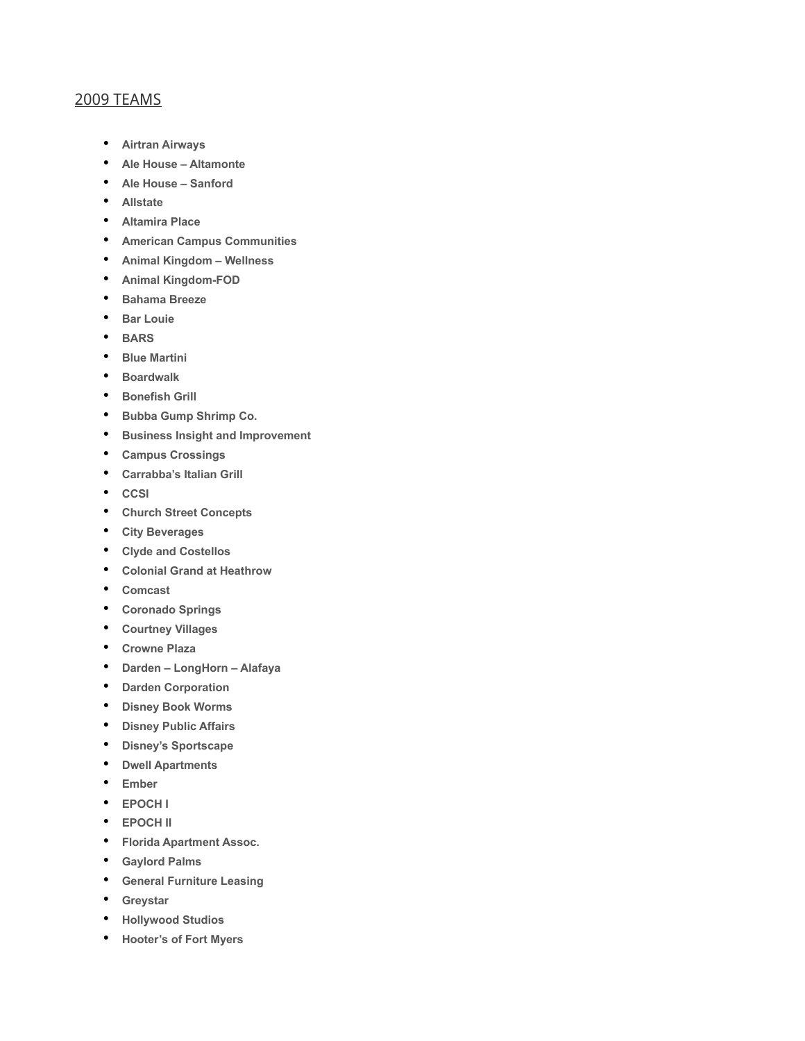## 2009 TEAMS

- **Airtran Airways**
- **Ale House – Altamonte**
- **Ale House – Sanford**
- **Allstate**
- **Altamira Place**
- **American Campus Communities**
- **Animal Kingdom – Wellness**
- **Animal Kingdom-FOD**
- **Bahama Breeze**
- **Bar Louie**
- **BARS**
- **Blue Martini**
- **Boardwalk**
- **Bonefish Grill**
- **Bubba Gump Shrimp Co.**
- **Business Insight and Improvement**
- **Campus Crossings**
- **Carrabba's Italian Grill**
- **CCSI**
- **Church Street Concepts**
- **City Beverages**
- **Clyde and Costellos**
- **Colonial Grand at Heathrow**
- **Comcast**
- **Coronado Springs**
- **Courtney Villages**
- **Crowne Plaza**
- **Darden – LongHorn – Alafaya**
- **Darden Corporation**
- **Disney Book Worms**
- **Disney Public Affairs**
- **Disney's Sportscape**
- **Dwell Apartments**
- **Ember**
- **EPOCH I**
- **EPOCH II**
- **Florida Apartment Assoc.**
- **Gaylord Palms**
- **General Furniture Leasing**
- **Greystar**
- **Hollywood Studios**
- **Hooter's of Fort Myers**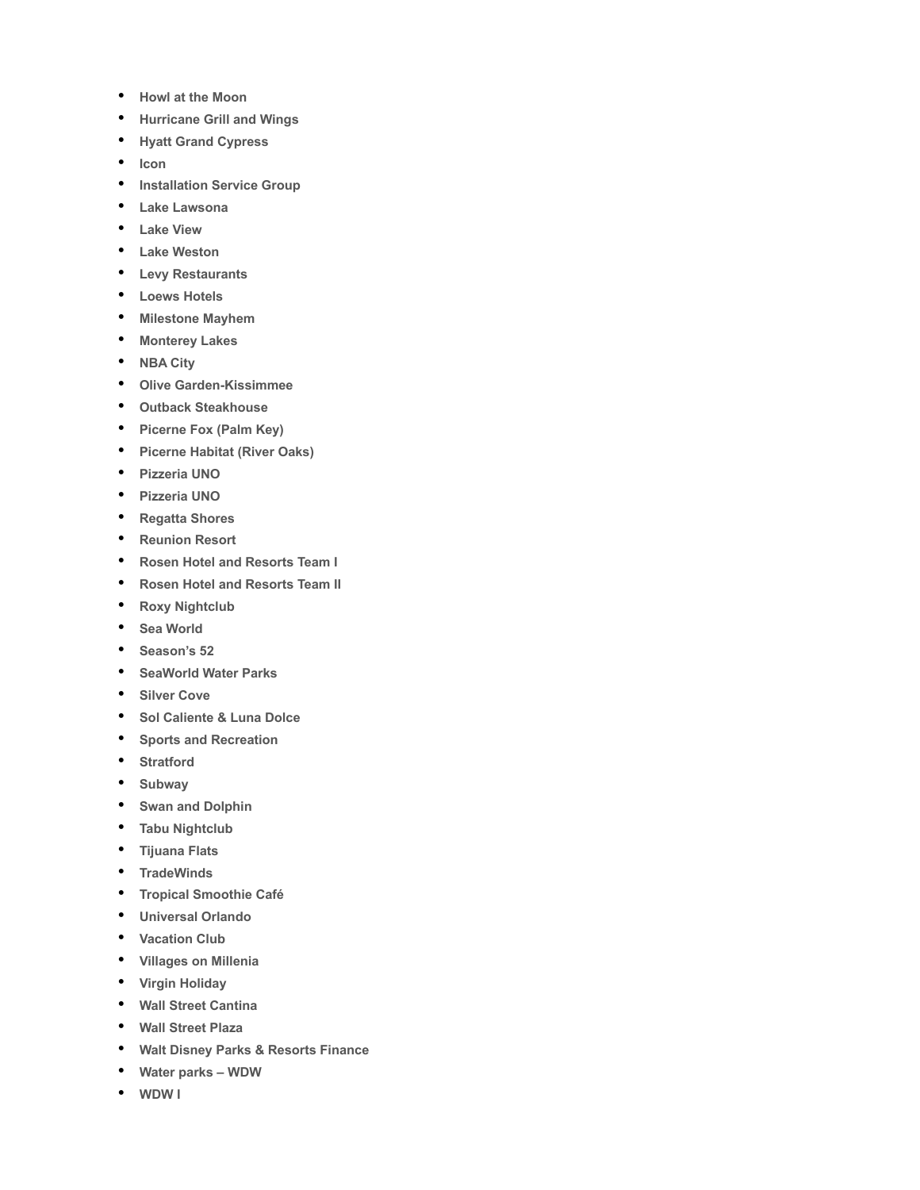- **Howl at the Moon**
- **Hurricane Grill and Wings**
- **Hyatt Grand Cypress**
- **Icon**
- **Installation Service Group**
- **Lake Lawsona**
- **Lake View**
- **Lake Weston**
- **Levy Restaurants**
- **Loews Hotels**
- **Milestone Mayhem**
- **Monterey Lakes**
- **NBA City**
- **Olive Garden-Kissimmee**
- **Outback Steakhouse**
- **Picerne Fox (Palm Key)**
- **Picerne Habitat (River Oaks)**
- **Pizzeria UNO**
- **Pizzeria UNO**
- **Regatta Shores**
- **Reunion Resort**
- **Rosen Hotel and Resorts Team I**
- **Rosen Hotel and Resorts Team II**
- **Roxy Nightclub**
- **Sea World**
- **Season's 52**
- **SeaWorld Water Parks**
- **Silver Cove**
- **Sol Caliente & Luna Dolce**
- **Sports and Recreation**
- **Stratford**
- **Subway**
- **Swan and Dolphin**
- **Tabu Nightclub**
- **Tijuana Flats**
- **TradeWinds**
- **Tropical Smoothie Café**
- **Universal Orlando**
- **Vacation Club**
- **Villages on Millenia**
- **Virgin Holiday**
- **Wall Street Cantina**
- **Wall Street Plaza**
- **Walt Disney Parks & Resorts Finance**
- **Water parks – WDW**
- **WDW I**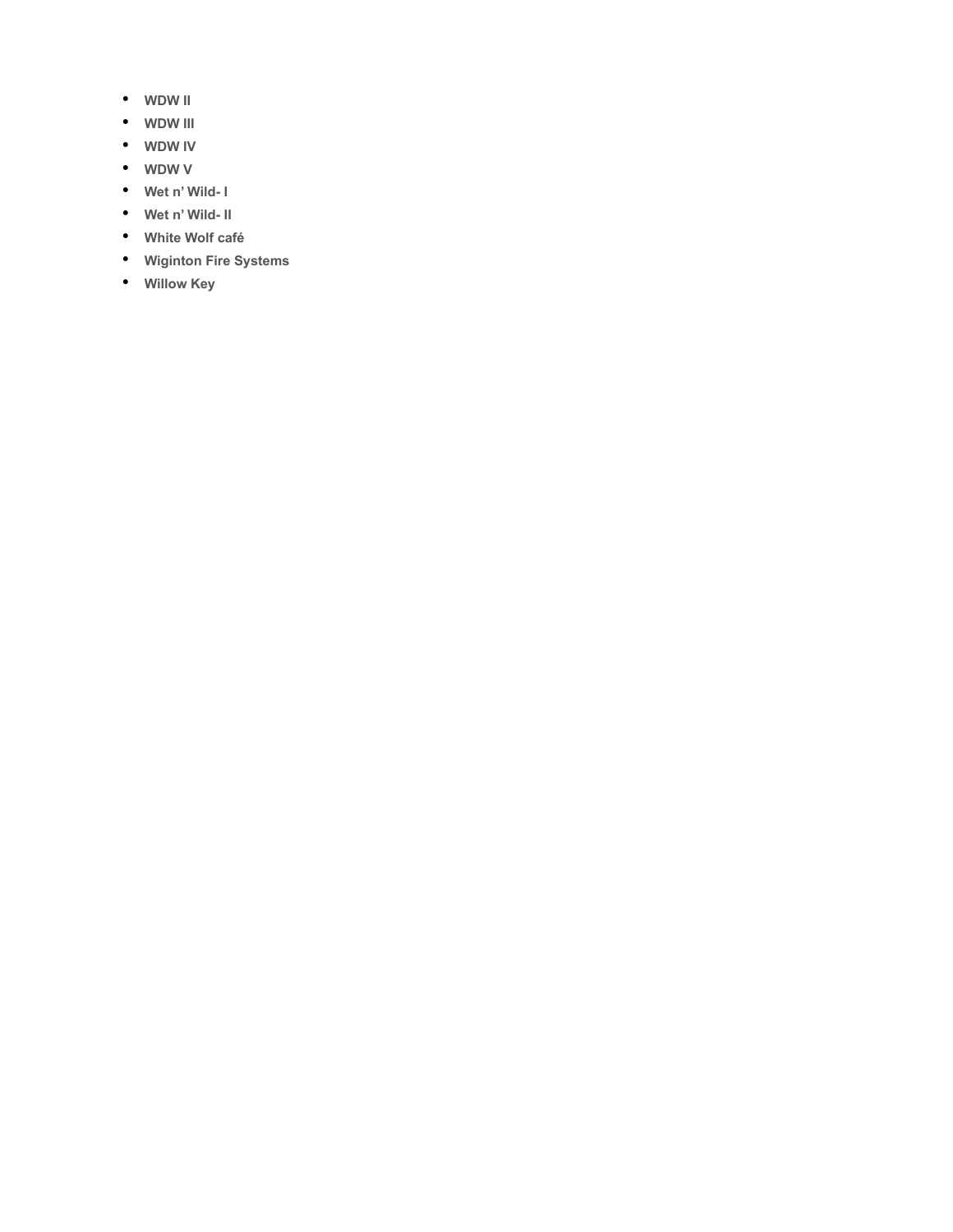- **WDW II**
- **WDW III**
- **WDW IV**
- **WDW V**
- **Wet n' Wild- I**
- **Wet n' Wild- II**
- **White Wolf café**
- **Wiginton Fire Systems**
- **Willow Key**